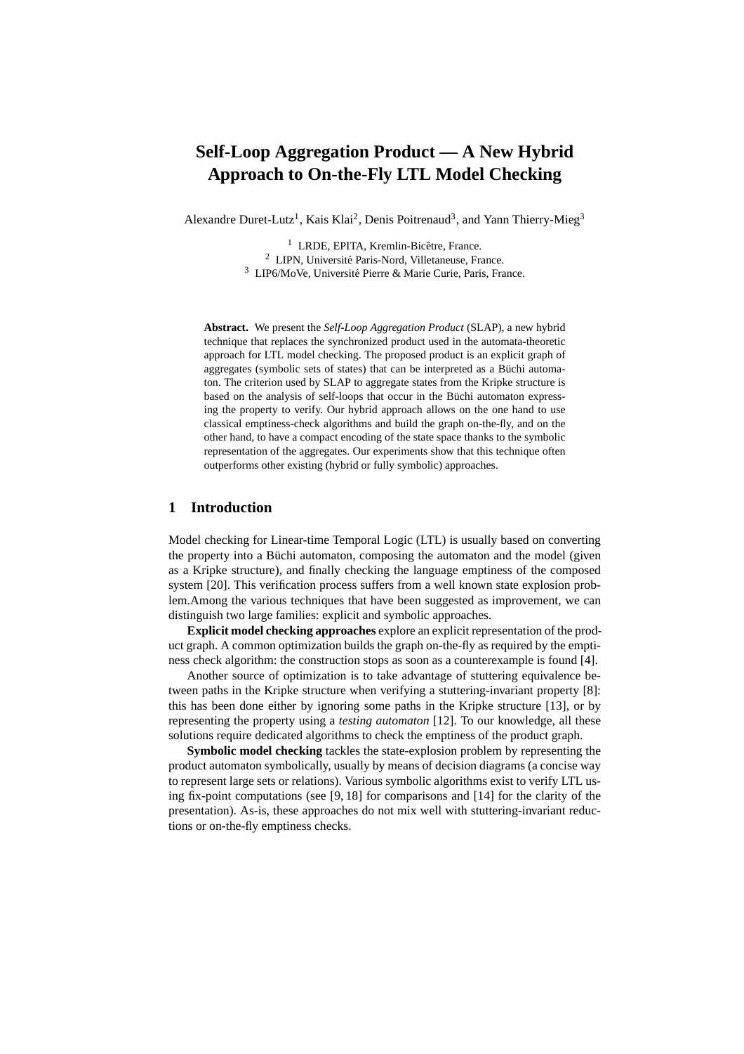# Self-Loop Aggregation Product — A New Hybrid Approach to On-the-Fly LTL Model Checking

Alexandre Duret-Lutz[1], Kais Klai[2], Denis Poitrenaud[3], and Yann Thierry-Mieg[3]

[1] LRDE, EPITA, Kremlin-Bicêtre, France.
[2] LIPN, Université Paris-Nord, Villetaneuse, France.
[3] LIP6/MoVe, Université Pierre & Marie Curie, Paris, France.

**Abstract.** We present the *Self-Loop Aggregation Product* (SLAP), a new hybrid technique that replaces the synchronized product used in the automata-theoretic approach for LTL model checking. The proposed product is an explicit graph of aggregates (symbolic sets of states) that can be interpreted as a Büchi automaton. The criterion used by SLAP to aggregate states from the Kripke structure is based on the analysis of self-loops that occur in the Büchi automaton expressing the property to verify. Our hybrid approach allows on the one hand to use classical emptiness-check algorithms and build the graph on-the-fly, and on the other hand, to have a compact encoding of the state space thanks to the symbolic representation of the aggregates. Our experiments show that this technique often outperforms other existing (hybrid or fully symbolic) approaches.

## 1 Introduction

Model checking for Linear-time Temporal Logic (LTL) is usually based on converting the property into a Büchi automaton, composing the automaton and the model (given as a Kripke structure), and finally checking the language emptiness of the composed system [20]. This verification process suffers from a well known state explosion problem.Among the various techniques that have been suggested as improvement, we can distinguish two large families: explicit and symbolic approaches.

**Explicit model checking approaches** explore an explicit representation of the product graph. A common optimization builds the graph on-the-fly as required by the emptiness check algorithm: the construction stops as soon as a counterexample is found [4].

Another source of optimization is to take advantage of stuttering equivalence between paths in the Kripke structure when verifying a stuttering-invariant property [8]: this has been done either by ignoring some paths in the Kripke structure [13], or by representing the property using a *testing automaton* [12]. To our knowledge, all these solutions require dedicated algorithms to check the emptiness of the product graph.

**Symbolic model checking** tackles the state-explosion problem by representing the product automaton symbolically, usually by means of decision diagrams (a concise way to represent large sets or relations). Various symbolic algorithms exist to verify LTL using fix-point computations (see [9, 18] for comparisons and [14] for the clarity of the presentation). As-is, these approaches do not mix well with stuttering-invariant reductions or on-the-fly emptiness checks.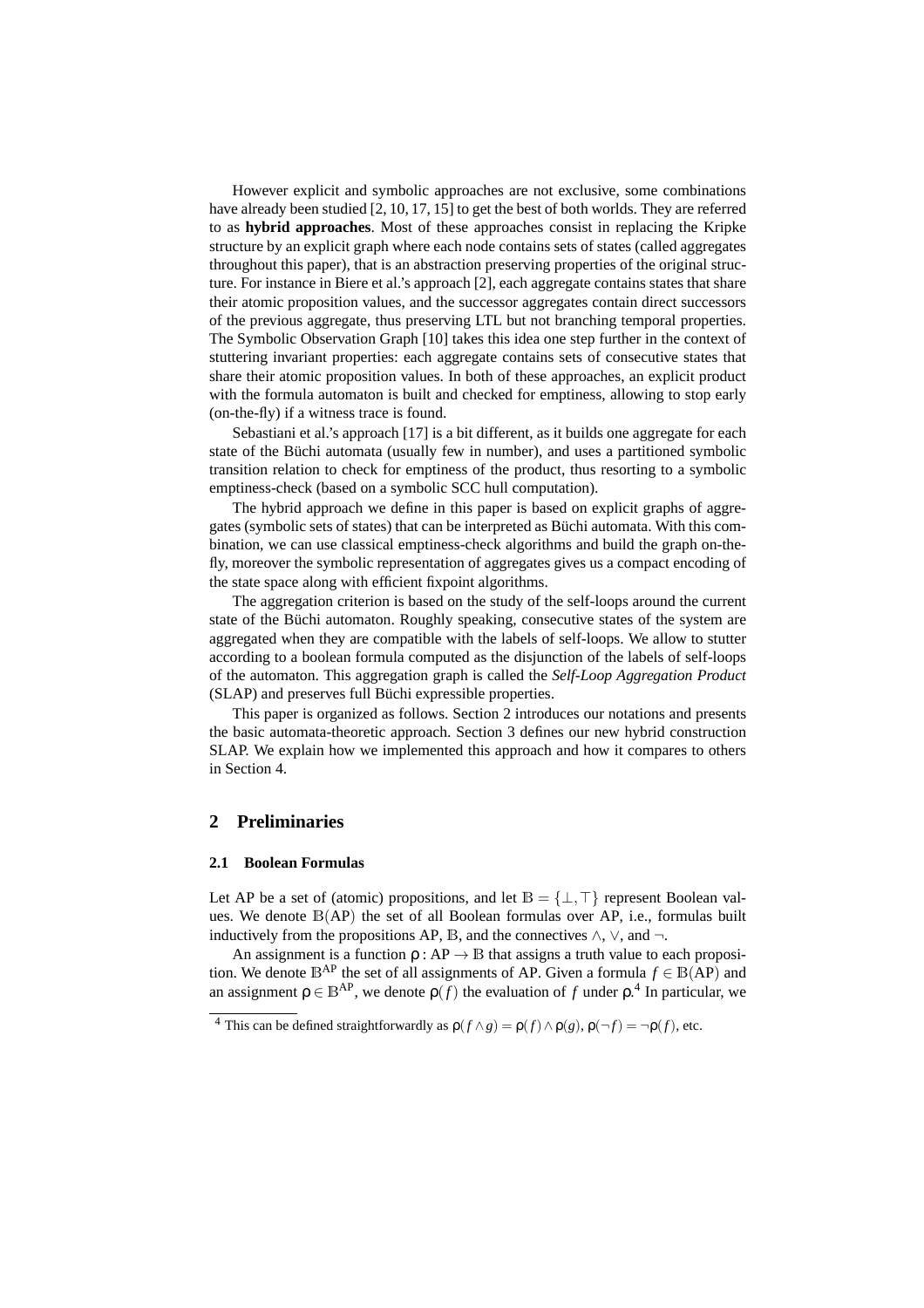However explicit and symbolic approaches are not exclusive, some combinations have already been studied [2, 10, 17, 15] to get the best of both worlds. They are referred to as **hybrid approaches**. Most of these approaches consist in replacing the Kripke structure by an explicit graph where each node contains sets of states (called aggregates throughout this paper), that is an abstraction preserving properties of the original structure. For instance in Biere et al.'s approach [2], each aggregate contains states that share their atomic proposition values, and the successor aggregates contain direct successors of the previous aggregate, thus preserving LTL but not branching temporal properties. The Symbolic Observation Graph [10] takes this idea one step further in the context of stuttering invariant properties: each aggregate contains sets of consecutive states that share their atomic proposition values. In both of these approaches, an explicit product with the formula automaton is built and checked for emptiness, allowing to stop early (on-the-fly) if a witness trace is found.

Sebastiani et al.'s approach [17] is a bit different, as it builds one aggregate for each state of the Büchi automata (usually few in number), and uses a partitioned symbolic transition relation to check for emptiness of the product, thus resorting to a symbolic emptiness-check (based on a symbolic SCC hull computation).

The hybrid approach we define in this paper is based on explicit graphs of aggregates (symbolic sets of states) that can be interpreted as Büchi automata. With this combination, we can use classical emptiness-check algorithms and build the graph on-the-fly, moreover the symbolic representation of aggregates gives us a compact encoding of the state space along with efficient fixpoint algorithms.

The aggregation criterion is based on the study of the self-loops around the current state of the Büchi automaton. Roughly speaking, consecutive states of the system are aggregated when they are compatible with the labels of self-loops. We allow to stutter according to a boolean formula computed as the disjunction of the labels of self-loops of the automaton. This aggregation graph is called the *Self-Loop Aggregation Product* (SLAP) and preserves full Büchi expressible properties.

This paper is organized as follows. Section 2 introduces our notations and presents the basic automata-theoretic approach. Section 3 defines our new hybrid construction SLAP. We explain how we implemented this approach and how it compares to others in Section 4.

## 2 Preliminaries

### 2.1 Boolean Formulas

Let AP be a set of (atomic) propositions, and let $\mathbb{B} = \{\bot, \top\}$ represent Boolean values. We denote $\mathbb{B}(\mathrm{AP})$ the set of all Boolean formulas over AP, i.e., formulas built inductively from the propositions AP, $\mathbb{B}$, and the connectives $\wedge$, $\vee$, and $\neg$.

An assignment is a function $\rho : \mathrm{AP} \to \mathbb{B}$ that assigns a truth value to each proposition. We denote $\mathbb{B}^{\mathrm{AP}}$ the set of all assignments of AP. Given a formula $f \in \mathbb{B}(\mathrm{AP})$ and an assignment $\rho \in \mathbb{B}^{\mathrm{AP}}$, we denote $\rho(f)$ the evaluation of $f$ under $\rho$.[4] In particular, we

[4] This can be defined straightforwardly as $\rho(f \wedge g) = \rho(f) \wedge \rho(g)$, $\rho(\neg f) = \neg\rho(f)$, etc.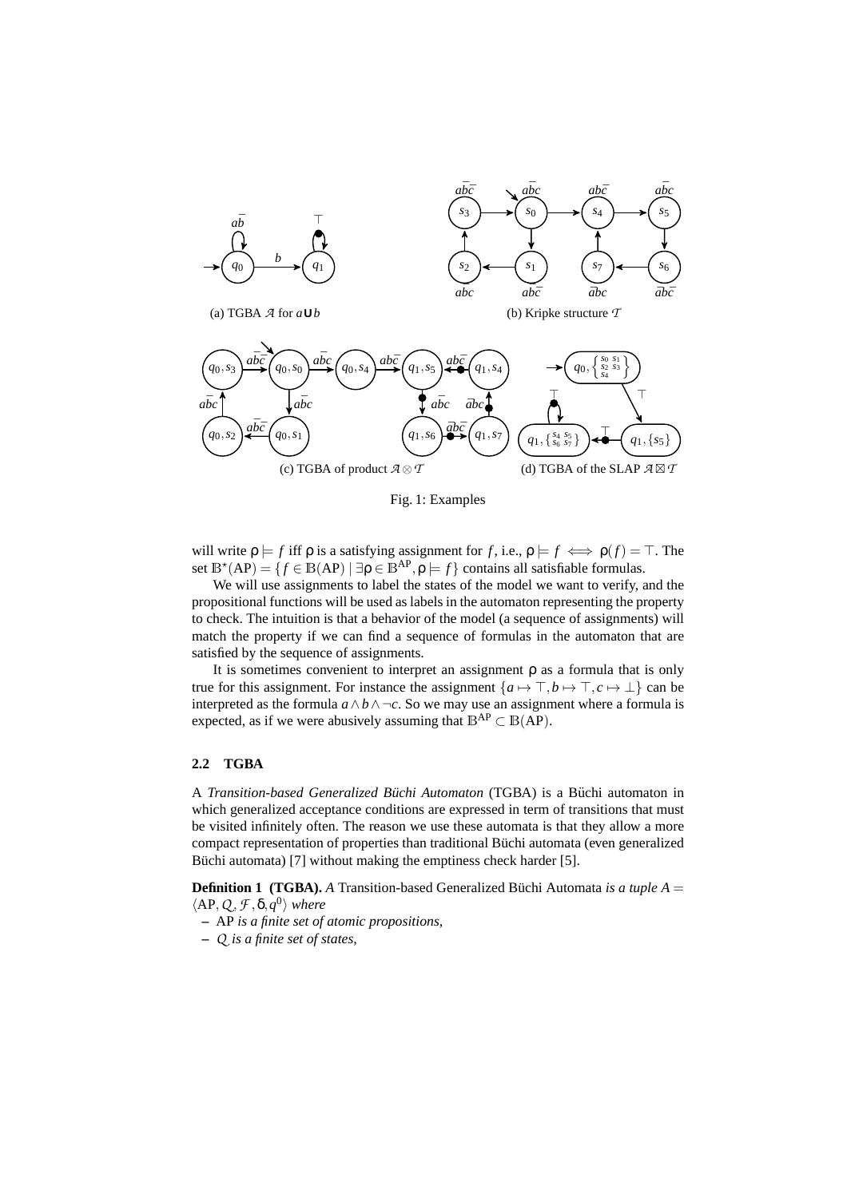(a) TGBA $\mathcal{A}$ for $a \mathbf{U} b$

(b) Kripke structure $\mathcal{T}$

(c) TGBA of product $\mathcal{A} \otimes \mathcal{T}$

(d) TGBA of the SLAP $\mathcal{A} \boxtimes \mathcal{T}$

Fig. 1: Examples

will write $\rho \models f$ iff $\rho$ is a satisfying assignment for $f$, i.e., $\rho \models f \iff \rho(f) = \top$. The set $\mathbb{B}^\star(\mathrm{AP}) = \{f \in \mathbb{B}(\mathrm{AP}) \mid \exists \rho \in \mathbb{B}^{\mathrm{AP}}, \rho \models f\}$ contains all satisfiable formulas.

We will use assignments to label the states of the model we want to verify, and the propositional functions will be used as labels in the automaton representing the property to check. The intuition is that a behavior of the model (a sequence of assignments) will match the property if we can find a sequence of formulas in the automaton that are satisfied by the sequence of assignments.

It is sometimes convenient to interpret an assignment $\rho$ as a formula that is only true for this assignment. For instance the assignment $\{a \mapsto \top, b \mapsto \top, c \mapsto \bot\}$ can be interpreted as the formula $a \wedge b \wedge \neg c$. So we may use an assignment where a formula is expected, as if we were abusively assuming that $\mathbb{B}^{\mathrm{AP}} \subset \mathbb{B}(\mathrm{AP})$.

### 2.2 TGBA

A *Transition-based Generalized Büchi Automaton* (TGBA) is a Büchi automaton in which generalized acceptance conditions are expressed in term of transitions that must be visited infinitely often. The reason we use these automata is that they allow a more compact representation of properties than traditional Büchi automata (even generalized Büchi automata) [7] without making the emptiness check harder [5].

**Definition 1 (TGBA).** *A* Transition-based Generalized Büchi Automata *is a tuple* $A = \langle \mathrm{AP}, \mathcal{Q}, \mathcal{F}, \delta, q^0 \rangle$ *where*

- AP *is a finite set of atomic propositions,*
- $\mathcal{Q}$ *is a finite set of states,*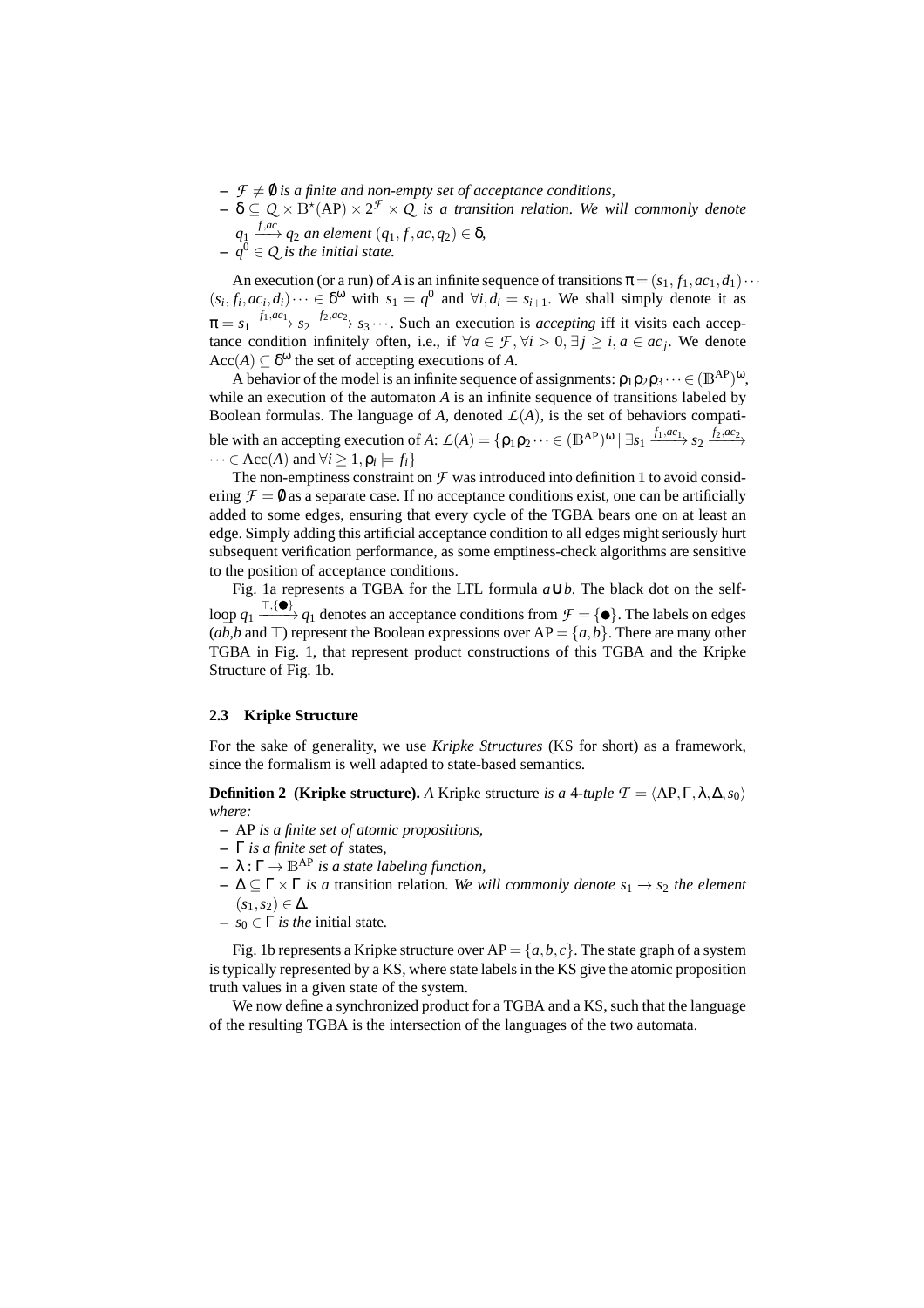- $\mathcal{F} \neq \emptyset$ *is a finite and non-empty set of acceptance conditions,*
- $\delta \subseteq Q \times \mathbb{B}^{\star}(\mathrm{AP}) \times 2^{\mathcal{F}} \times Q$ *is a transition relation. We will commonly denote* $q_1 \xrightarrow{f,ac} q_2$ *an element* $(q_1, f, ac, q_2) \in \delta$*,*
- $q^0 \in Q$ *is the initial state.*

An execution (or a run) of $A$ is an infinite sequence of transitions $\pi = (s_1, f_1, ac_1, d_1) \cdots (s_i, f_i, ac_i, d_i) \cdots \in \delta^\omega$ with $s_1 = q^0$ and $\forall i, d_i = s_{i+1}$. We shall simply denote it as $\pi = s_1 \xrightarrow{f_1, ac_1} s_2 \xrightarrow{f_2, ac_2} s_3 \cdots$. Such an execution is *accepting* iff it visits each acceptance condition infinitely often, i.e., if $\forall a \in \mathcal{F}, \forall i > 0, \exists j \geq i, a \in ac_j$. We denote $\mathrm{Acc}(A) \subseteq \delta^\omega$ the set of accepting executions of $A$.

A behavior of the model is an infinite sequence of assignments: $\rho_1 \rho_2 \rho_3 \cdots \in (\mathbb{B}^{\mathrm{AP}})^\omega$, while an execution of the automaton $A$ is an infinite sequence of transitions labeled by Boolean formulas. The language of $A$, denoted $\mathcal{L}(A)$, is the set of behaviors compatible with an accepting execution of $A$: $\mathcal{L}(A) = \{\rho_1 \rho_2 \cdots \in (\mathbb{B}^{\mathrm{AP}})^\omega \mid \exists s_1 \xrightarrow{f_1, ac_1} s_2 \xrightarrow{f_2, ac_2} \cdots \in \mathrm{Acc}(A) \text{ and } \forall i \geq 1, \rho_i \models f_i\}$

The non-emptiness constraint on $\mathcal{F}$ was introduced into definition 1 to avoid considering $\mathcal{F} = \emptyset$ as a separate case. If no acceptance conditions exist, one can be artificially added to some edges, ensuring that every cycle of the TGBA bears one on at least an edge. Simply adding this artificial acceptance condition to all edges might seriously hurt subsequent verification performance, as some emptiness-check algorithms are sensitive to the position of acceptance conditions.

Fig. 1a represents a TGBA for the LTL formula $a \mathbf{U} b$. The black dot on the self-loop $q_1 \xrightarrow{\top, \{\bullet\}} q_1$ denotes an acceptance conditions from $\mathcal{F} = \{\bullet\}$. The labels on edges ($ab$,$b$ and $\top$) represent the Boolean expressions over $\mathrm{AP} = \{a, b\}$. There are many other TGBA in Fig. 1, that represent product constructions of this TGBA and the Kripke Structure of Fig. 1b.

### 2.3 Kripke Structure

For the sake of generality, we use *Kripke Structures* (KS for short) as a framework, since the formalism is well adapted to state-based semantics.

**Definition 2 (Kripke structure).** *A* Kripke structure *is a 4-tuple* $\mathcal{T} = \langle \mathrm{AP}, \Gamma, \lambda, \Delta, s_0 \rangle$ *where:*

- AP *is a finite set of atomic propositions,*
- $\Gamma$ *is a finite set of* states*,*
- $\lambda : \Gamma \to \mathbb{B}^{\mathrm{AP}}$ *is a state labeling function,*
- $\Delta \subseteq \Gamma \times \Gamma$ *is a* transition relation*. We will commonly denote* $s_1 \to s_2$ *the element* $(s_1, s_2) \in \Delta$*.*
- $s_0 \in \Gamma$ *is the* initial state*.*

Fig. 1b represents a Kripke structure over $\mathrm{AP} = \{a, b, c\}$. The state graph of a system is typically represented by a KS, where state labels in the KS give the atomic proposition truth values in a given state of the system.

We now define a synchronized product for a TGBA and a KS, such that the language of the resulting TGBA is the intersection of the languages of the two automata.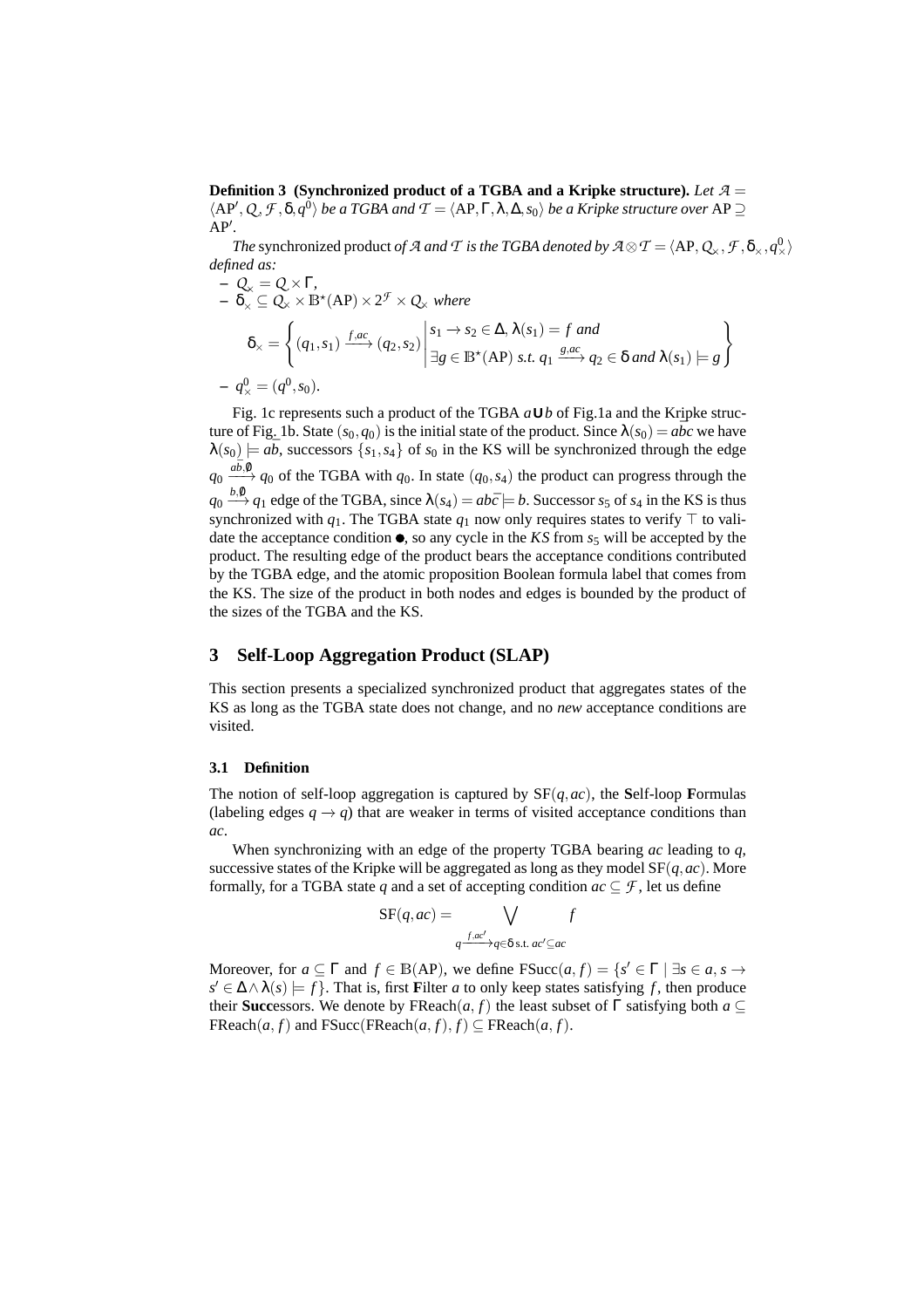**Definition 3 (Synchronized product of a TGBA and a Kripke structure).** *Let* $\mathcal{A} = \langle \mathrm{AP}', \mathcal{Q}, \mathcal{F}, \delta, q^0 \rangle$ *be a TGBA and* $\mathcal{T} = \langle \mathrm{AP}, \Gamma, \lambda, \Delta, s_0 \rangle$ *be a Kripke structure over* $\mathrm{AP} \supseteq \mathrm{AP}'$.

*The* synchronized product *of* $\mathcal{A}$ *and* $\mathcal{T}$ *is the TGBA denoted by* $\mathcal{A} \otimes \mathcal{T} = \langle \mathrm{AP}, \mathcal{Q}_\times, \mathcal{F}, \delta_\times, q^0_\times \rangle$ *defined as:*

- $\mathcal{Q}_\times = \mathcal{Q} \times \Gamma$,
- $\delta_\times \subseteq \mathcal{Q}_\times \times \mathbb{B}^\star(\mathrm{AP}) \times 2^{\mathcal{F}} \times \mathcal{Q}_\times$ *where*

$$\delta_\times = \left\{ (q_1, s_1) \xrightarrow{f, ac} (q_2, s_2) \;\middle|\; \begin{array}{l} s_1 \to s_2 \in \Delta, \lambda(s_1) = f \text{ and} \\ \exists g \in \mathbb{B}^\star(\mathrm{AP}) \text{ s.t. } q_1 \xrightarrow{g, ac} q_2 \in \delta \text{ and } \lambda(s_1) \models g \end{array} \right\}$$

- $q^0_\times = (q^0, s_0)$.

Fig. 1c represents such a product of the TGBA $a \mathbf{U} b$ of Fig.1a and the Kripke structure of Fig. 1b. State $(s_0, q_0)$ is the initial state of the product. Since $\lambda(s_0) = a\bar{b}c$ we have $\lambda(s_0) \models a\bar{b}$, successors $\{s_1, s_4\}$ of $s_0$ in the KS will be synchronized through the edge $q_0 \xrightarrow{a\bar{b},\emptyset} q_0$ of the TGBA with $q_0$. In state $(q_0, s_4)$ the product can progress through the $q_0 \xrightarrow{b,\emptyset} q_1$ edge of the TGBA, since $\lambda(s_4) = ab\bar{c} \models b$. Successor $s_5$ of $s_4$ in the KS is thus synchronized with $q_1$. The TGBA state $q_1$ now only requires states to verify $\top$ to validate the acceptance condition $\bullet$, so any cycle in the *KS* from $s_5$ will be accepted by the product. The resulting edge of the product bears the acceptance conditions contributed by the TGBA edge, and the atomic proposition Boolean formula label that comes from the KS. The size of the product in both nodes and edges is bounded by the product of the sizes of the TGBA and the KS.

## 3 Self-Loop Aggregation Product (SLAP)

This section presents a specialized synchronized product that aggregates states of the KS as long as the TGBA state does not change, and no *new* acceptance conditions are visited.

### 3.1 Definition

The notion of self-loop aggregation is captured by $\mathrm{SF}(q, ac)$, the **S**elf-loop **F**ormulas (labeling edges $q \to q$) that are weaker in terms of visited acceptance conditions than $ac$.

When synchronizing with an edge of the property TGBA bearing $ac$ leading to $q$, successive states of the Kripke will be aggregated as long as they model $\mathrm{SF}(q, ac)$. More formally, for a TGBA state $q$ and a set of accepting condition $ac \subseteq \mathcal{F}$, let us define

$$\mathrm{SF}(q, ac) = \bigvee_{q \xrightarrow{f, ac'} q \in \delta \text{ s.t. } ac' \subseteq ac} f$$

Moreover, for $a \subseteq \Gamma$ and $f \in \mathbb{B}(\mathrm{AP})$, we define $\mathrm{FSucc}(a, f) = \{s' \in \Gamma \mid \exists s \in a, s \to s' \in \Delta \wedge \lambda(s) \models f\}$. That is, first **F**ilter $a$ to only keep states satisfying $f$, then produce their **Succ**essors. We denote by $\mathrm{FReach}(a, f)$ the least subset of $\Gamma$ satisfying both $a \subseteq \mathrm{FReach}(a, f)$ and $\mathrm{FSucc}(\mathrm{FReach}(a, f), f) \subseteq \mathrm{FReach}(a, f)$.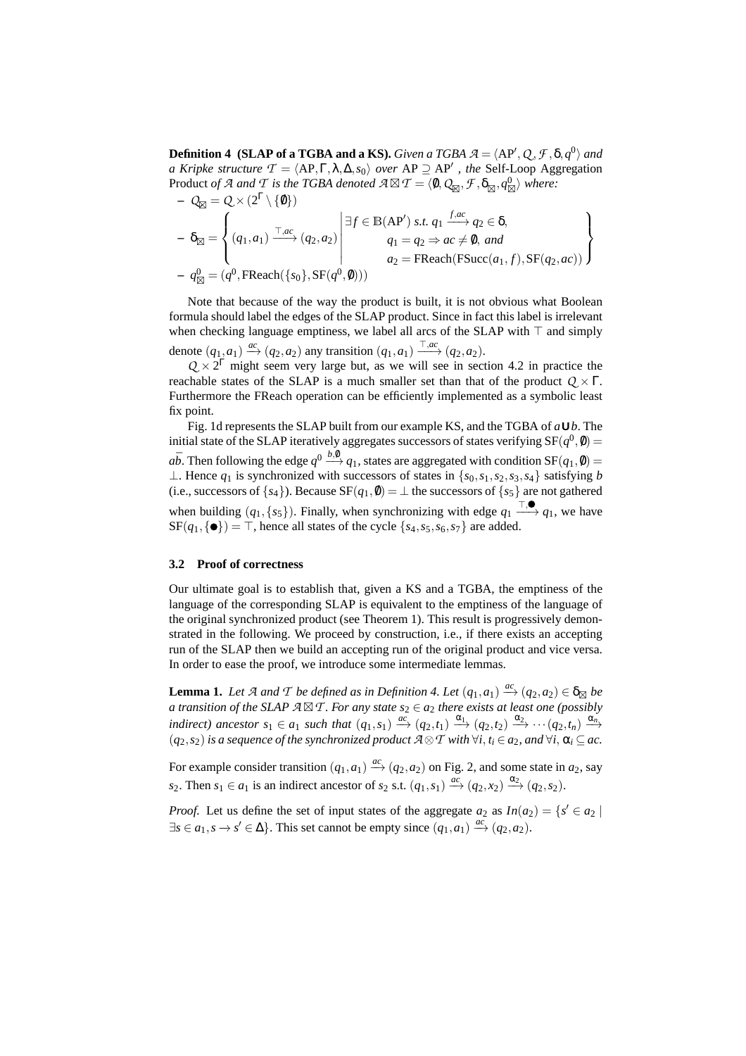**Definition 4 (SLAP of a TGBA and a KS).** *Given a TGBA $\mathcal{A} = \langle \mathrm{AP}', Q, \mathcal{F}, \delta, q^0 \rangle$ and a Kripke structure $\mathcal{T} = \langle \mathrm{AP}, \Gamma, \lambda, \Delta, s_0 \rangle$ over $\mathrm{AP} \supseteq \mathrm{AP}'$, the* Self-Loop Aggregation Product *of $\mathcal{A}$ and $\mathcal{T}$ is the TGBA denoted $\mathcal{A} \boxtimes \mathcal{T} = \langle \emptyset, Q_\boxtimes, \mathcal{F}, \delta_\boxtimes, q^0_\boxtimes \rangle$ where:*

- $Q_\boxtimes = Q \times (2^\Gamma \setminus \{\emptyset\})$
- $\delta_\boxtimes = \left\{ (q_1, a_1) \xrightarrow{\top, ac} (q_2, a_2) \;\middle|\; \begin{array}{l} \exists f \in \mathbb{B}(\mathrm{AP}') \text{ s.t. } q_1 \xrightarrow{f, ac} q_2 \in \delta, \\ q_1 = q_2 \Rightarrow ac \neq \emptyset, \text{ and} \\ a_2 = \mathrm{FReach}(\mathrm{FSucc}(a_1, f), \mathrm{SF}(q_2, ac)) \end{array} \right\}$
- $q^0_\boxtimes = (q^0, \mathrm{FReach}(\{s_0\}, \mathrm{SF}(q^0, \emptyset)))$

Note that because of the way the product is built, it is not obvious what Boolean formula should label the edges of the SLAP product. Since in fact this label is irrelevant when checking language emptiness, we label all arcs of the SLAP with $\top$ and simply denote $(q_1, a_1) \xrightarrow{ac} (q_2, a_2)$ any transition $(q_1, a_1) \xrightarrow{\top, ac} (q_2, a_2)$.

$Q \times 2^\Gamma$ might seem very large but, as we will see in section 4.2 in practice the reachable states of the SLAP is a much smaller set than that of the product $Q \times \Gamma$. Furthermore the FReach operation can be efficiently implemented as a symbolic least fix point.

Fig. 1d represents the SLAP built from our example KS, and the TGBA of $a \mathbf{U} b$. The initial state of the SLAP iteratively aggregates successors of states verifying $\mathrm{SF}(q^0, \emptyset) = a\bar{b}$. Then following the edge $q^0 \xrightarrow{b, \emptyset} q_1$, states are aggregated with condition $\mathrm{SF}(q_1, \emptyset) = \bot$. Hence $q_1$ is synchronized with successors of states in $\{s_0, s_1, s_2, s_3, s_4\}$ satisfying $b$ (i.e., successors of $\{s_4\}$). Because $\mathrm{SF}(q_1, \emptyset) = \bot$ the successors of $\{s_5\}$ are not gathered when building $(q_1, \{s_5\})$. Finally, when synchronizing with edge $q_1 \xrightarrow{\top, \bullet} q_1$, we have $\mathrm{SF}(q_1, \{\bullet\}) = \top$, hence all states of the cycle $\{s_4, s_5, s_6, s_7\}$ are added.

### 3.2 Proof of correctness

Our ultimate goal is to establish that, given a KS and a TGBA, the emptiness of the language of the corresponding SLAP is equivalent to the emptiness of the language of the original synchronized product (see Theorem 1). This result is progressively demonstrated in the following. We proceed by construction, i.e., if there exists an accepting run of the SLAP then we build an accepting run of the original product and vice versa. In order to ease the proof, we introduce some intermediate lemmas.

**Lemma 1.** *Let $\mathcal{A}$ and $\mathcal{T}$ be defined as in Definition 4. Let $(q_1, a_1) \xrightarrow{ac} (q_2, a_2) \in \delta_\boxtimes$ be a transition of the SLAP $\mathcal{A} \boxtimes \mathcal{T}$. For any state $s_2 \in a_2$ there exists at least one (possibly indirect) ancestor $s_1 \in a_1$ such that $(q_1, s_1) \xrightarrow{ac} (q_2, t_1) \xrightarrow{\alpha_1} (q_2, t_2) \xrightarrow{\alpha_2} \cdots (q_2, t_n) \xrightarrow{\alpha_n} (q_2, s_2)$ is a sequence of the synchronized product $\mathcal{A} \otimes \mathcal{T}$ with $\forall i, t_i \in a_2$, and $\forall i, \alpha_i \subseteq ac$.*

For example consider transition $(q_1, a_1) \xrightarrow{ac} (q_2, a_2)$ on Fig. 2, and some state in $a_2$, say $s_2$. Then $s_1 \in a_1$ is an indirect ancestor of $s_2$ s.t. $(q_1, s_1) \xrightarrow{ac} (q_2, x_2) \xrightarrow{\alpha_2} (q_2, s_2)$.

*Proof.* Let us define the set of input states of the aggregate $a_2$ as $In(a_2) = \{s' \in a_2 \mid \exists s \in a_1, s \rightarrow s' \in \Delta\}$. This set cannot be empty since $(q_1, a_1) \xrightarrow{ac} (q_2, a_2)$.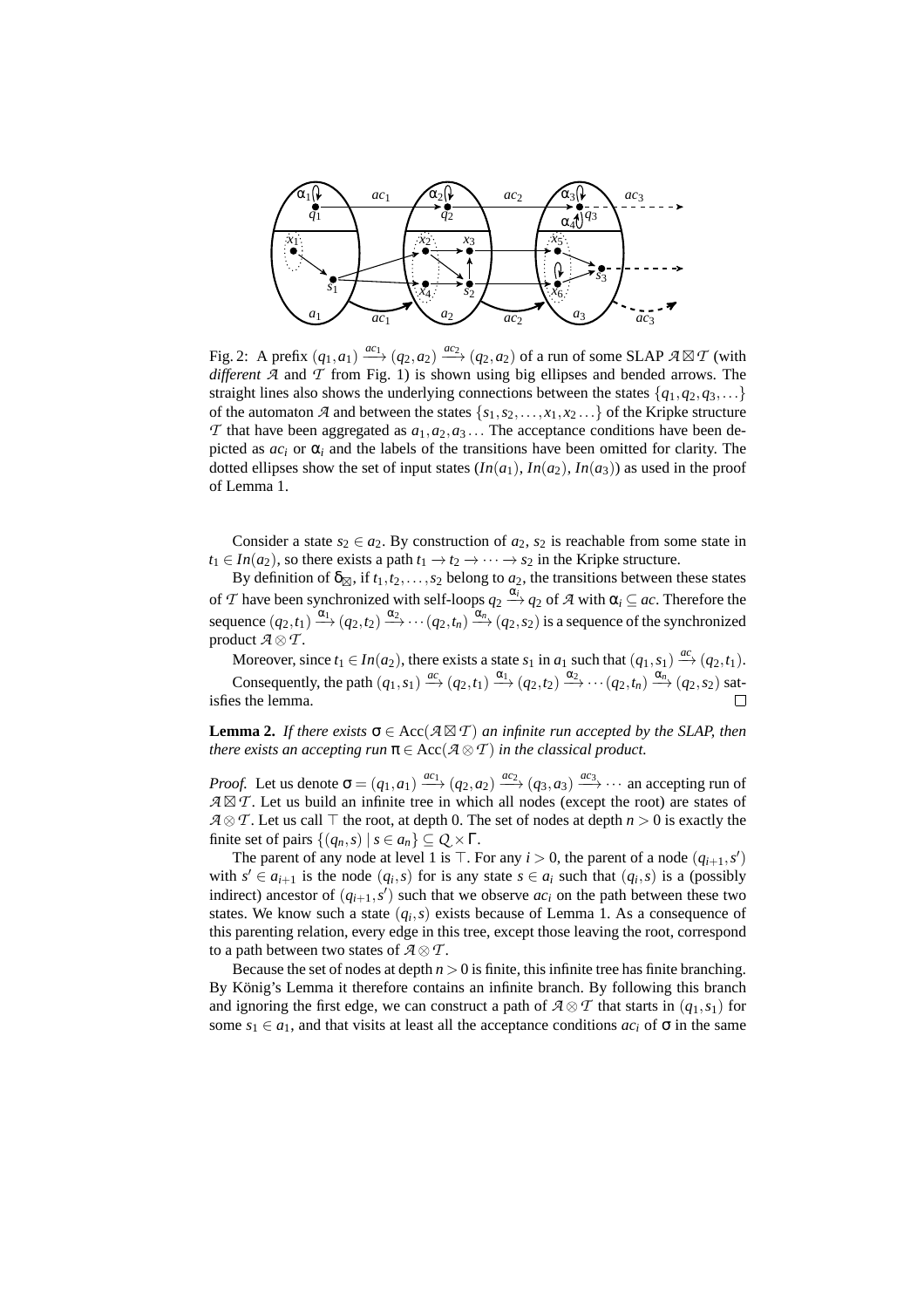Fig. 2: A prefix $(q_1,a_1) \xrightarrow{ac_1} (q_2,a_2) \xrightarrow{ac_2} (q_2,a_2)$ of a run of some SLAP $\mathcal{A} \boxtimes \mathcal{T}$ (with *different* $\mathcal{A}$ and $\mathcal{T}$ from Fig. 1) is shown using big ellipses and bended arrows. The straight lines also shows the underlying connections between the states $\{q_1,q_2,q_3,\dots\}$ of the automaton $\mathcal{A}$ and between the states $\{s_1,s_2,\dots,x_1,x_2\dots\}$ of the Kripke structure $\mathcal{T}$ that have been aggregated as $a_1,a_2,a_3\dots$ The acceptance conditions have been depicted as $ac_i$ or $\alpha_i$ and the labels of the transitions have been omitted for clarity. The dotted ellipses show the set of input states ($In(a_1)$, $In(a_2)$, $In(a_3)$) as used in the proof of Lemma 1.

Consider a state $s_2 \in a_2$. By construction of $a_2$, $s_2$ is reachable from some state in $t_1 \in In(a_2)$, so there exists a path $t_1 \to t_2 \to \cdots \to s_2$ in the Kripke structure.

By definition of $\delta_{\boxtimes}$, if $t_1,t_2,\dots,s_2$ belong to $a_2$, the transitions between these states of $\mathcal{T}$ have been synchronized with self-loops $q_2 \xrightarrow{\alpha_i} q_2$ of $\mathcal{A}$ with $\alpha_i \subseteq ac$. Therefore the sequence $(q_2,t_1) \xrightarrow{\alpha_1} (q_2,t_2) \xrightarrow{\alpha_2} \cdots (q_2,t_n) \xrightarrow{\alpha_n} (q_2,s_2)$ is a sequence of the synchronized product $\mathcal{A} \otimes \mathcal{T}$.

Moreover, since $t_1 \in In(a_2)$, there exists a state $s_1$ in $a_1$ such that $(q_1,s_1) \xrightarrow{ac} (q_2,t_1)$.

Consequently, the path $(q_1,s_1) \xrightarrow{ac} (q_2,t_1) \xrightarrow{\alpha_1} (q_2,t_2) \xrightarrow{\alpha_2} \cdots (q_2,t_n) \xrightarrow{\alpha_n} (q_2,s_2)$ satisfies the lemma. □

**Lemma 2.** *If there exists $\sigma \in \mathrm{Acc}(\mathcal{A} \boxtimes \mathcal{T})$ an infinite run accepted by the SLAP, then there exists an accepting run $\pi \in \mathrm{Acc}(\mathcal{A} \otimes \mathcal{T})$ in the classical product.*

*Proof.* Let us denote $\sigma = (q_1,a_1) \xrightarrow{ac_1} (q_2,a_2) \xrightarrow{ac_2} (q_3,a_3) \xrightarrow{ac_3} \cdots$ an accepting run of $\mathcal{A} \boxtimes \mathcal{T}$. Let us build an infinite tree in which all nodes (except the root) are states of $\mathcal{A} \otimes \mathcal{T}$. Let us call $\top$ the root, at depth 0. The set of nodes at depth $n > 0$ is exactly the finite set of pairs $\{(q_n,s) \mid s \in a_n\} \subseteq Q \times \Gamma$.

The parent of any node at level 1 is $\top$. For any $i > 0$, the parent of a node $(q_{i+1},s')$ with $s' \in a_{i+1}$ is the node $(q_i,s)$ for is any state $s \in a_i$ such that $(q_i,s)$ is a (possibly indirect) ancestor of $(q_{i+1},s')$ such that we observe $ac_i$ on the path between these two states. We know such a state $(q_i,s)$ exists because of Lemma 1. As a consequence of this parenting relation, every edge in this tree, except those leaving the root, correspond to a path between two states of $\mathcal{A} \otimes \mathcal{T}$.

Because the set of nodes at depth $n > 0$ is finite, this infinite tree has finite branching. By König's Lemma it therefore contains an infinite branch. By following this branch and ignoring the first edge, we can construct a path of $\mathcal{A} \otimes \mathcal{T}$ that starts in $(q_1,s_1)$ for some $s_1 \in a_1$, and that visits at least all the acceptance conditions $ac_i$ of $\sigma$ in the same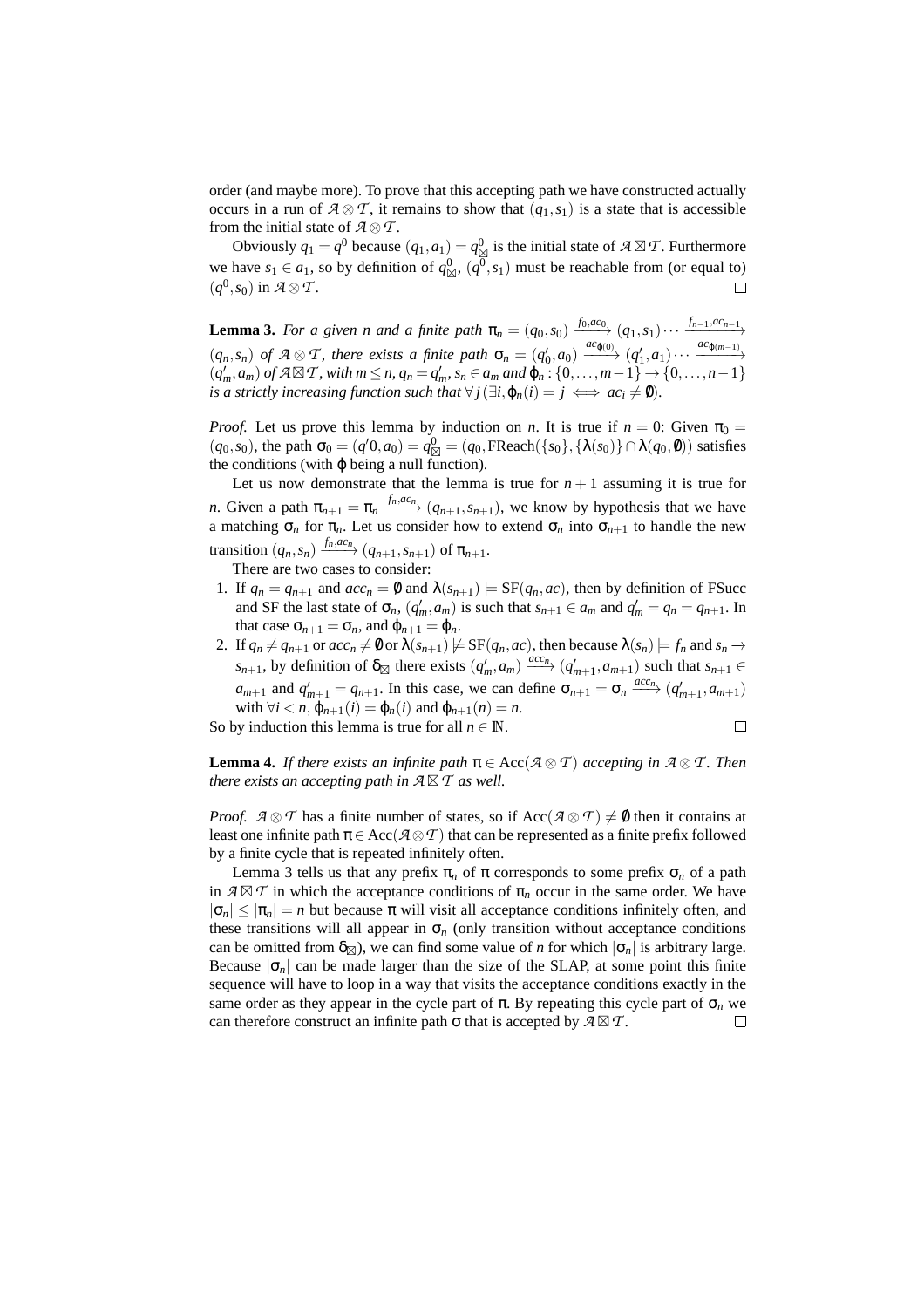order (and maybe more). To prove that this accepting path we have constructed actually occurs in a run of $\mathcal{A} \otimes \mathcal{T}$, it remains to show that $(q_1, s_1)$ is a state that is accessible from the initial state of $\mathcal{A} \otimes \mathcal{T}$.

Obviously $q_1 = q^0$ because $(q_1, a_1) = q^0_{\boxtimes}$ is the initial state of $\mathcal{A} \boxtimes \mathcal{T}$. Furthermore we have $s_1 \in a_1$, so by definition of $q^0_{\boxtimes}$, $(q^0, s_1)$ must be reachable from (or equal to) $(q^0, s_0)$ in $\mathcal{A} \otimes \mathcal{T}$. ☐

**Lemma 3.** *For a given $n$ and a finite path $\pi_n = (q_0, s_0) \xrightarrow{f_0, ac_0} (q_1, s_1) \cdots \xrightarrow{f_{n-1}, ac_{n-1}} (q_n, s_n)$ of $\mathcal{A} \otimes \mathcal{T}$, there exists a finite path $\sigma_n = (q'_0, a_0) \xrightarrow{ac_{\varphi(0)}} (q'_1, a_1) \cdots \xrightarrow{ac_{\varphi(m-1)}} (q'_m, a_m)$ of $\mathcal{A} \boxtimes \mathcal{T}$, with $m \leq n$, $q_n = q'_m$, $s_n \in a_m$ and $\varphi_n : \{0, \ldots, m-1\} \to \{0, \ldots, n-1\}$ is a strictly increasing function such that $\forall j \, (\exists i, \varphi_n(i) = j \iff ac_i \neq \emptyset)$.*

*Proof.* Let us prove this lemma by induction on $n$. It is true if $n = 0$: Given $\pi_0 = (q_0, s_0)$, the path $\sigma_0 = (q'0, a_0) = q^0_{\boxtimes} = (q_0, \text{FReach}(\{s_0\}, \{\lambda(s_0)\} \cap \lambda(q_0, \emptyset))$ satisfies the conditions (with $\varphi$ being a null function).

Let us now demonstrate that the lemma is true for $n+1$ assuming it is true for $n$. Given a path $\pi_{n+1} = \pi_n \xrightarrow{f_n, ac_n} (q_{n+1}, s_{n+1})$, we know by hypothesis that we have a matching $\sigma_n$ for $\pi_n$. Let us consider how to extend $\sigma_n$ into $\sigma_{n+1}$ to handle the new transition $(q_n, s_n) \xrightarrow{f_n, ac_n} (q_{n+1}, s_{n+1})$ of $\pi_{n+1}$.

There are two cases to consider:

1. If $q_n = q_{n+1}$ and $acc_n = \emptyset$ and $\lambda(s_{n+1}) \models \text{SF}(q_n, ac)$, then by definition of FSucc and SF the last state of $\sigma_n$, $(q'_m, a_m)$ is such that $s_{n+1} \in a_m$ and $q'_m = q_n = q_{n+1}$. In that case $\sigma_{n+1} = \sigma_n$, and $\varphi_{n+1} = \varphi_n$.
2. If $q_n \neq q_{n+1}$ or $acc_n \neq \emptyset$ or $\lambda(s_{n+1}) \not\models \text{SF}(q_n, ac)$, then because $\lambda(s_n) \models f_n$ and $s_n \to s_{n+1}$, by definition of $\delta_{\boxtimes}$ there exists $(q'_m, a_m) \xrightarrow{acc_n} (q'_{m+1}, a_{m+1})$ such that $s_{n+1} \in a_{m+1}$ and $q'_{m+1} = q_{n+1}$. In this case, we can define $\sigma_{n+1} = \sigma_n \xrightarrow{acc_n} (q'_{m+1}, a_{m+1})$ with $\forall i < n$, $\varphi_{n+1}(i) = \varphi_n(i)$ and $\varphi_{n+1}(n) = n$.

So by induction this lemma is true for all $n \in \mathbb{N}$. ☐

**Lemma 4.** *If there exists an infinite path $\pi \in \text{Acc}(\mathcal{A} \otimes \mathcal{T})$ accepting in $\mathcal{A} \otimes \mathcal{T}$. Then there exists an accepting path in $\mathcal{A} \boxtimes \mathcal{T}$ as well.*

*Proof.* $\mathcal{A} \otimes \mathcal{T}$ has a finite number of states, so if $\text{Acc}(\mathcal{A} \otimes \mathcal{T}) \neq \emptyset$ then it contains at least one infinite path $\pi \in \text{Acc}(\mathcal{A} \otimes \mathcal{T})$ that can be represented as a finite prefix followed by a finite cycle that is repeated infinitely often.

Lemma 3 tells us that any prefix $\pi_n$ of $\pi$ corresponds to some prefix $\sigma_n$ of a path in $\mathcal{A} \boxtimes \mathcal{T}$ in which the acceptance conditions of $\pi_n$ occur in the same order. We have $|\sigma_n| \leq |\pi_n| = n$ but because $\pi$ will visit all acceptance conditions infinitely often, and these transitions will all appear in $\sigma_n$ (only transition without acceptance conditions can be omitted from $\delta_{\boxtimes}$), we can find some value of $n$ for which $|\sigma_n|$ is arbitrary large. Because $|\sigma_n|$ can be made larger than the size of the SLAP, at some point this finite sequence will have to loop in a way that visits the acceptance conditions exactly in the same order as they appear in the cycle part of $\pi$. By repeating this cycle part of $\sigma_n$ we can therefore construct an infinite path $\sigma$ that is accepted by $\mathcal{A} \boxtimes \mathcal{T}$. ☐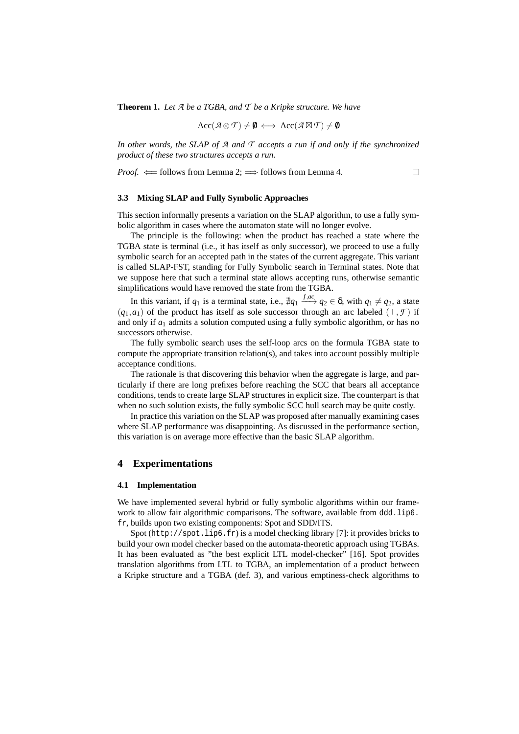**Theorem 1.** *Let $\mathcal{A}$ be a TGBA, and $\mathcal{T}$ be a Kripke structure. We have*

$$\mathrm{Acc}(\mathcal{A} \otimes \mathcal{T}) \neq \emptyset \iff \mathrm{Acc}(\mathcal{A} \boxtimes \mathcal{T}) \neq \emptyset$$

*In other words, the SLAP of $\mathcal{A}$ and $\mathcal{T}$ accepts a run if and only if the synchronized product of these two structures accepts a run.*

*Proof.* $\Longleftarrow$ follows from Lemma 2; $\Longrightarrow$ follows from Lemma 4. □

### 3.3 Mixing SLAP and Fully Symbolic Approaches

This section informally presents a variation on the SLAP algorithm, to use a fully symbolic algorithm in cases where the automaton state will no longer evolve.

The principle is the following: when the product has reached a state where the TGBA state is terminal (i.e., it has itself as only successor), we proceed to use a fully symbolic search for an accepted path in the states of the current aggregate. This variant is called SLAP-FST, standing for Fully Symbolic search in Terminal states. Note that we suppose here that such a terminal state allows accepting runs, otherwise semantic simplifications would have removed the state from the TGBA.

In this variant, if $q_1$ is a terminal state, i.e., $\nexists q_1 \xrightarrow{f,ac} q_2 \in \delta$, with $q_1 \neq q_2$, a state $(q_1, a_1)$ of the product has itself as sole successor through an arc labeled $(\top, \mathcal{F})$ if and only if $a_1$ admits a solution computed using a fully symbolic algorithm, or has no successors otherwise.

The fully symbolic search uses the self-loop arcs on the formula TGBA state to compute the appropriate transition relation(s), and takes into account possibly multiple acceptance conditions.

The rationale is that discovering this behavior when the aggregate is large, and particularly if there are long prefixes before reaching the SCC that bears all acceptance conditions, tends to create large SLAP structures in explicit size. The counterpart is that when no such solution exists, the fully symbolic SCC hull search may be quite costly.

In practice this variation on the SLAP was proposed after manually examining cases where SLAP performance was disappointing. As discussed in the performance section, this variation is on average more effective than the basic SLAP algorithm.

## 4 Experimentations

### 4.1 Implementation

We have implemented several hybrid or fully symbolic algorithms within our framework to allow fair algorithmic comparisons. The software, available from `ddd.lip6.fr`, builds upon two existing components: Spot and SDD/ITS.

Spot (`http://spot.lip6.fr`) is a model checking library [7]: it provides bricks to build your own model checker based on the automata-theoretic approach using TGBAs. It has been evaluated as "the best explicit LTL model-checker" [16]. Spot provides translation algorithms from LTL to TGBA, an implementation of a product between a Kripke structure and a TGBA (def. 3), and various emptiness-check algorithms to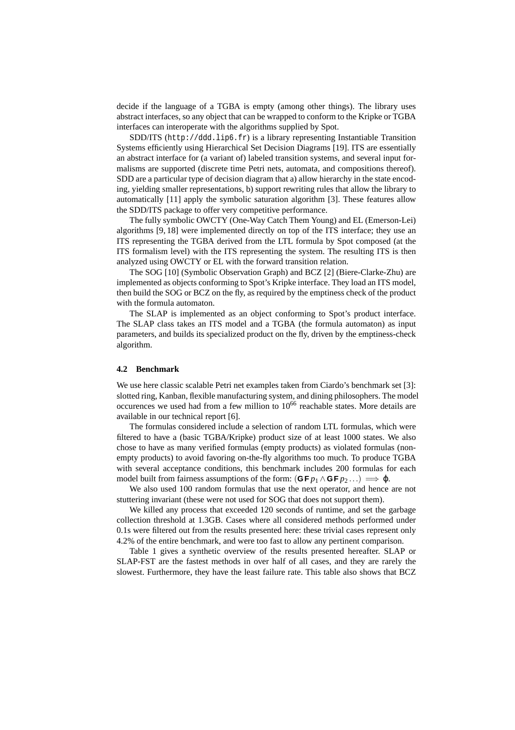decide if the language of a TGBA is empty (among other things). The library uses abstract interfaces, so any object that can be wrapped to conform to the Kripke or TGBA interfaces can interoperate with the algorithms supplied by Spot.

SDD/ITS (`http://ddd.lip6.fr`) is a library representing Instantiable Transition Systems efficiently using Hierarchical Set Decision Diagrams [19]. ITS are essentially an abstract interface for (a variant of) labeled transition systems, and several input formalisms are supported (discrete time Petri nets, automata, and compositions thereof). SDD are a particular type of decision diagram that a) allow hierarchy in the state encoding, yielding smaller representations, b) support rewriting rules that allow the library to automatically [11] apply the symbolic saturation algorithm [3]. These features allow the SDD/ITS package to offer very competitive performance.

The fully symbolic OWCTY (One-Way Catch Them Young) and EL (Emerson-Lei) algorithms [9, 18] were implemented directly on top of the ITS interface; they use an ITS representing the TGBA derived from the LTL formula by Spot composed (at the ITS formalism level) with the ITS representing the system. The resulting ITS is then analyzed using OWCTY or EL with the forward transition relation.

The SOG [10] (Symbolic Observation Graph) and BCZ [2] (Biere-Clarke-Zhu) are implemented as objects conforming to Spot's Kripke interface. They load an ITS model, then build the SOG or BCZ on the fly, as required by the emptiness check of the product with the formula automaton.

The SLAP is implemented as an object conforming to Spot's product interface. The SLAP class takes an ITS model and a TGBA (the formula automaton) as input parameters, and builds its specialized product on the fly, driven by the emptiness-check algorithm.

### 4.2 Benchmark

We use here classic scalable Petri net examples taken from Ciardo's benchmark set [3]: slotted ring, Kanban, flexible manufacturing system, and dining philosophers. The model occurences we used had from a few million to $10^{66}$ reachable states. More details are available in our technical report [6].

The formulas considered include a selection of random LTL formulas, which were filtered to have a (basic TGBA/Kripke) product size of at least 1000 states. We also chose to have as many verified formulas (empty products) as violated formulas (non-empty products) to avoid favoring on-the-fly algorithms too much. To produce TGBA with several acceptance conditions, this benchmark includes 200 formulas for each model built from fairness assumptions of the form: $(\mathbf{GF}\, p_1 \wedge \mathbf{GF}\, p_2 \ldots) \implies \varphi$.

We also used 100 random formulas that use the next operator, and hence are not stuttering invariant (these were not used for SOG that does not support them).

We killed any process that exceeded 120 seconds of runtime, and set the garbage collection threshold at 1.3GB. Cases where all considered methods performed under 0.1s were filtered out from the results presented here: these trivial cases represent only 4.2% of the entire benchmark, and were too fast to allow any pertinent comparison.

Table 1 gives a synthetic overview of the results presented hereafter. SLAP or SLAP-FST are the fastest methods in over half of all cases, and they are rarely the slowest. Furthermore, they have the least failure rate. This table also shows that BCZ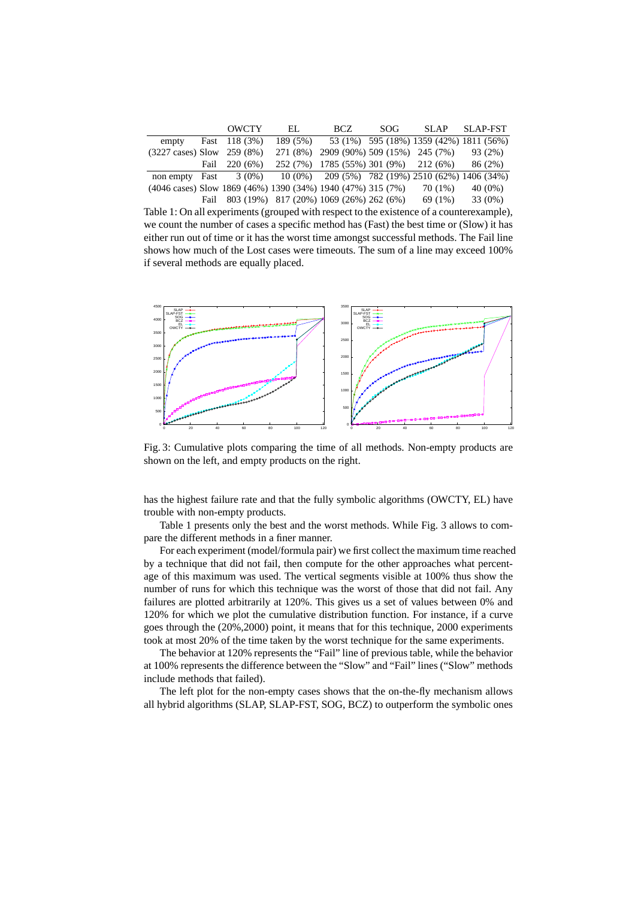| | | OWCTY | EL | BCZ | SOG | SLAP | SLAP-FST |
|---|---|---|---|---|---|---|---|
| empty | Fast | 118 (3%) | 189 (5%) | 53 (1%) | 595 (18%) | 1359 (42%) | 1811 (56%) |
| (3227 cases) | Slow | 259 (8%) | 271 (8%) | 2909 (90%) | 509 (15%) | 245 (7%) | 93 (2%) |
| | Fail | 220 (6%) | 252 (7%) | 1785 (55%) | 301 (9%) | 212 (6%) | 86 (2%) |
| non empty | Fast | 3 (0%) | 10 (0%) | 209 (5%) | 782 (19%) | 2510 (62%) | 1406 (34%) |
| (4046 cases) | Slow | 1869 (46%) | 1390 (34%) | 1940 (47%) | 315 (7%) | 70 (1%) | 40 (0%) |
| | Fail | 803 (19%) | 817 (20%) | 1069 (26%) | 262 (6%) | 69 (1%) | 33 (0%) |

Table 1: On all experiments (grouped with respect to the existence of a counterexample), we count the number of cases a specific method has (Fast) the best time or (Slow) it has either run out of time or it has the worst time amongst successful methods. The Fail line shows how much of the Lost cases were timeouts. The sum of a line may exceed 100% if several methods are equally placed.

Fig. 3: Cumulative plots comparing the time of all methods. Non-empty products are shown on the left, and empty products on the right.

has the highest failure rate and that the fully symbolic algorithms (OWCTY, EL) have trouble with non-empty products.

Table 1 presents only the best and the worst methods. While Fig. 3 allows to compare the different methods in a finer manner.

For each experiment (model/formula pair) we first collect the maximum time reached by a technique that did not fail, then compute for the other approaches what percentage of this maximum was used. The vertical segments visible at 100% thus show the number of runs for which this technique was the worst of those that did not fail. Any failures are plotted arbitrarily at 120%. This gives us a set of values between 0% and 120% for which we plot the cumulative distribution function. For instance, if a curve goes through the (20%,2000) point, it means that for this technique, 2000 experiments took at most 20% of the time taken by the worst technique for the same experiments.

The behavior at 120% represents the "Fail" line of previous table, while the behavior at 100% represents the difference between the "Slow" and "Fail" lines ("Slow" methods include methods that failed).

The left plot for the non-empty cases shows that the on-the-fly mechanism allows all hybrid algorithms (SLAP, SLAP-FST, SOG, BCZ) to outperform the symbolic ones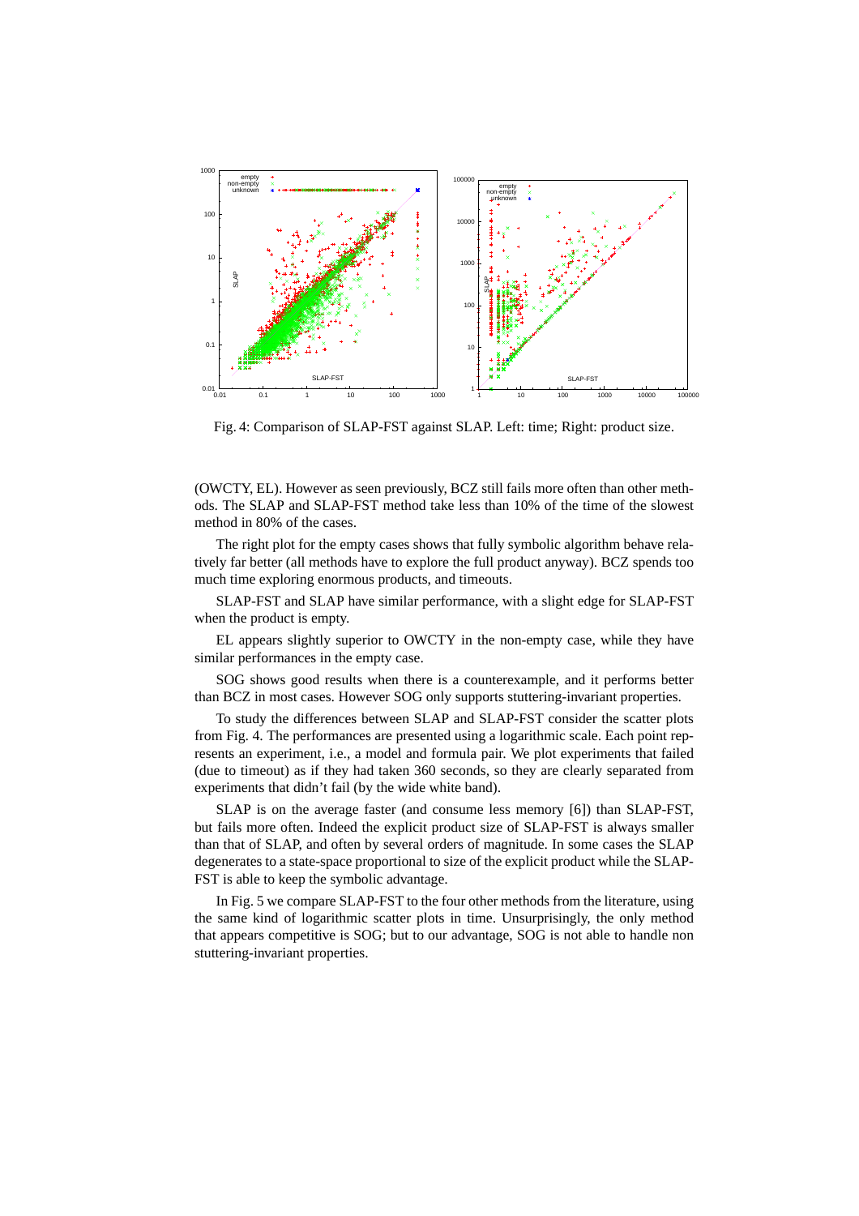Fig. 4: Comparison of SLAP-FST against SLAP. Left: time; Right: product size.

(OWCTY, EL). However as seen previously, BCZ still fails more often than other methods. The SLAP and SLAP-FST method take less than 10% of the time of the slowest method in 80% of the cases.

The right plot for the empty cases shows that fully symbolic algorithm behave relatively far better (all methods have to explore the full product anyway). BCZ spends too much time exploring enormous products, and timeouts.

SLAP-FST and SLAP have similar performance, with a slight edge for SLAP-FST when the product is empty.

EL appears slightly superior to OWCTY in the non-empty case, while they have similar performances in the empty case.

SOG shows good results when there is a counterexample, and it performs better than BCZ in most cases. However SOG only supports stuttering-invariant properties.

To study the differences between SLAP and SLAP-FST consider the scatter plots from Fig. 4. The performances are presented using a logarithmic scale. Each point represents an experiment, i.e., a model and formula pair. We plot experiments that failed (due to timeout) as if they had taken 360 seconds, so they are clearly separated from experiments that didn't fail (by the wide white band).

SLAP is on the average faster (and consume less memory [6]) than SLAP-FST, but fails more often. Indeed the explicit product size of SLAP-FST is always smaller than that of SLAP, and often by several orders of magnitude. In some cases the SLAP degenerates to a state-space proportional to size of the explicit product while the SLAP-FST is able to keep the symbolic advantage.

In Fig. 5 we compare SLAP-FST to the four other methods from the literature, using the same kind of logarithmic scatter plots in time. Unsurprisingly, the only method that appears competitive is SOG; but to our advantage, SOG is not able to handle non stuttering-invariant properties.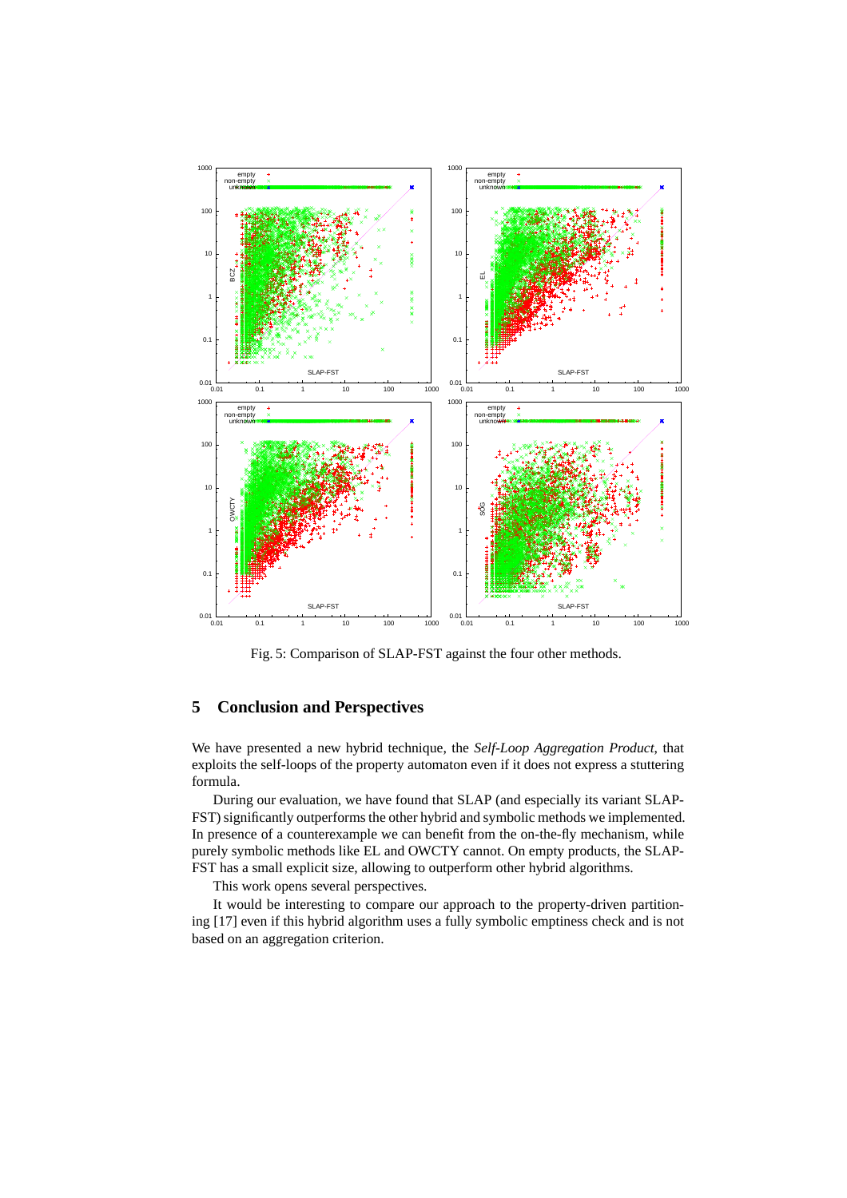Fig. 5: Comparison of SLAP-FST against the four other methods.

## 5 Conclusion and Perspectives

We have presented a new hybrid technique, the *Self-Loop Aggregation Product*, that exploits the self-loops of the property automaton even if it does not express a stuttering formula.

During our evaluation, we have found that SLAP (and especially its variant SLAP-FST) significantly outperforms the other hybrid and symbolic methods we implemented. In presence of a counterexample we can benefit from the on-the-fly mechanism, while purely symbolic methods like EL and OWCTY cannot. On empty products, the SLAP-FST has a small explicit size, allowing to outperform other hybrid algorithms.

This work opens several perspectives.

It would be interesting to compare our approach to the property-driven partitioning [17] even if this hybrid algorithm uses a fully symbolic emptiness check and is not based on an aggregation criterion.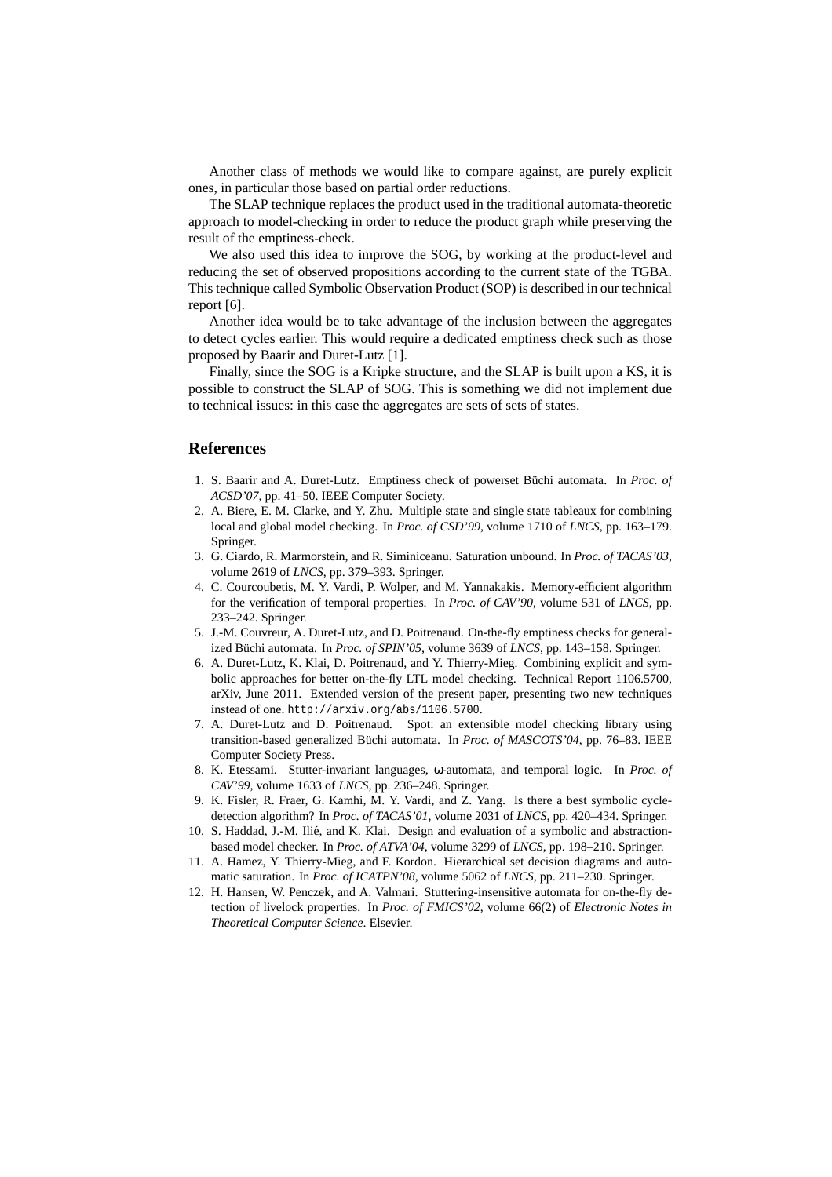Another class of methods we would like to compare against, are purely explicit ones, in particular those based on partial order reductions.

The SLAP technique replaces the product used in the traditional automata-theoretic approach to model-checking in order to reduce the product graph while preserving the result of the emptiness-check.

We also used this idea to improve the SOG, by working at the product-level and reducing the set of observed propositions according to the current state of the TGBA. This technique called Symbolic Observation Product (SOP) is described in our technical report [6].

Another idea would be to take advantage of the inclusion between the aggregates to detect cycles earlier. This would require a dedicated emptiness check such as those proposed by Baarir and Duret-Lutz [1].

Finally, since the SOG is a Kripke structure, and the SLAP is built upon a KS, it is possible to construct the SLAP of SOG. This is something we did not implement due to technical issues: in this case the aggregates are sets of sets of states.

## References

1. S. Baarir and A. Duret-Lutz. Emptiness check of powerset Büchi automata. In *Proc. of ACSD'07*, pp. 41–50. IEEE Computer Society.
2. A. Biere, E. M. Clarke, and Y. Zhu. Multiple state and single state tableaux for combining local and global model checking. In *Proc. of CSD'99*, volume 1710 of *LNCS*, pp. 163–179. Springer.
3. G. Ciardo, R. Marmorstein, and R. Siminiceanu. Saturation unbound. In *Proc. of TACAS'03*, volume 2619 of *LNCS*, pp. 379–393. Springer.
4. C. Courcoubetis, M. Y. Vardi, P. Wolper, and M. Yannakakis. Memory-efficient algorithm for the verification of temporal properties. In *Proc. of CAV'90*, volume 531 of *LNCS*, pp. 233–242. Springer.
5. J.-M. Couvreur, A. Duret-Lutz, and D. Poitrenaud. On-the-fly emptiness checks for generalized Büchi automata. In *Proc. of SPIN'05*, volume 3639 of *LNCS*, pp. 143–158. Springer.
6. A. Duret-Lutz, K. Klai, D. Poitrenaud, and Y. Thierry-Mieg. Combining explicit and symbolic approaches for better on-the-fly LTL model checking. Technical Report 1106.5700, arXiv, June 2011. Extended version of the present paper, presenting two new techniques instead of one. `http://arxiv.org/abs/1106.5700`.
7. A. Duret-Lutz and D. Poitrenaud. Spot: an extensible model checking library using transition-based generalized Büchi automata. In *Proc. of MASCOTS'04*, pp. 76–83. IEEE Computer Society Press.
8. K. Etessami. Stutter-invariant languages, $\omega$-automata, and temporal logic. In *Proc. of CAV'99*, volume 1633 of *LNCS*, pp. 236–248. Springer.
9. K. Fisler, R. Fraer, G. Kamhi, M. Y. Vardi, and Z. Yang. Is there a best symbolic cycle-detection algorithm? In *Proc. of TACAS'01*, volume 2031 of *LNCS*, pp. 420–434. Springer.
10. S. Haddad, J.-M. Ilié, and K. Klai. Design and evaluation of a symbolic and abstraction-based model checker. In *Proc. of ATVA'04*, volume 3299 of *LNCS*, pp. 198–210. Springer.
11. A. Hamez, Y. Thierry-Mieg, and F. Kordon. Hierarchical set decision diagrams and automatic saturation. In *Proc. of ICATPN'08*, volume 5062 of *LNCS*, pp. 211–230. Springer.
12. H. Hansen, W. Penczek, and A. Valmari. Stuttering-insensitive automata for on-the-fly detection of livelock properties. In *Proc. of FMICS'02*, volume 66(2) of *Electronic Notes in Theoretical Computer Science*. Elsevier.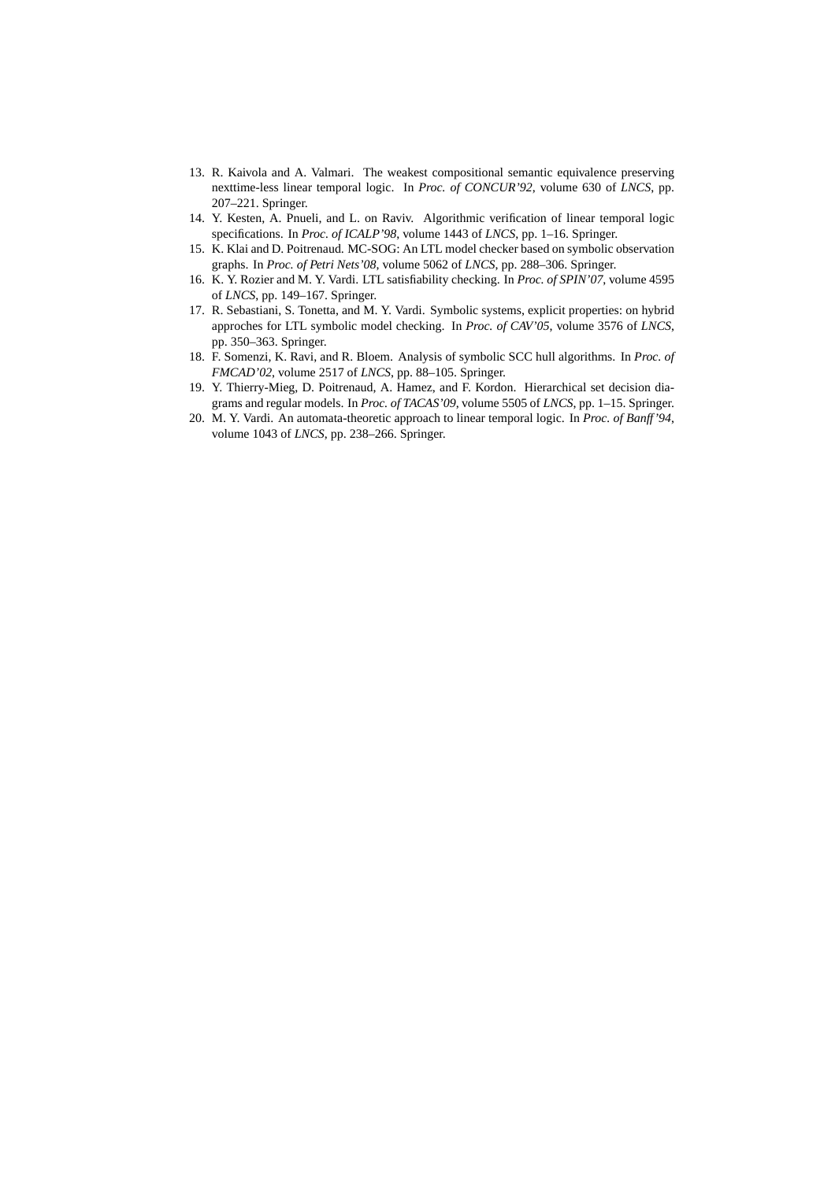13. R. Kaivola and A. Valmari. The weakest compositional semantic equivalence preserving nexttime-less linear temporal logic. In *Proc. of CONCUR'92*, volume 630 of *LNCS*, pp. 207–221. Springer.
14. Y. Kesten, A. Pnueli, and L. on Raviv. Algorithmic verification of linear temporal logic specifications. In *Proc. of ICALP'98*, volume 1443 of *LNCS*, pp. 1–16. Springer.
15. K. Klai and D. Poitrenaud. MC-SOG: An LTL model checker based on symbolic observation graphs. In *Proc. of Petri Nets'08*, volume 5062 of *LNCS*, pp. 288–306. Springer.
16. K. Y. Rozier and M. Y. Vardi. LTL satisfiability checking. In *Proc. of SPIN'07*, volume 4595 of *LNCS*, pp. 149–167. Springer.
17. R. Sebastiani, S. Tonetta, and M. Y. Vardi. Symbolic systems, explicit properties: on hybrid approches for LTL symbolic model checking. In *Proc. of CAV'05*, volume 3576 of *LNCS*, pp. 350–363. Springer.
18. F. Somenzi, K. Ravi, and R. Bloem. Analysis of symbolic SCC hull algorithms. In *Proc. of FMCAD'02*, volume 2517 of *LNCS*, pp. 88–105. Springer.
19. Y. Thierry-Mieg, D. Poitrenaud, A. Hamez, and F. Kordon. Hierarchical set decision diagrams and regular models. In *Proc. of TACAS'09*, volume 5505 of *LNCS*, pp. 1–15. Springer.
20. M. Y. Vardi. An automata-theoretic approach to linear temporal logic. In *Proc. of Banff'94*, volume 1043 of *LNCS*, pp. 238–266. Springer.